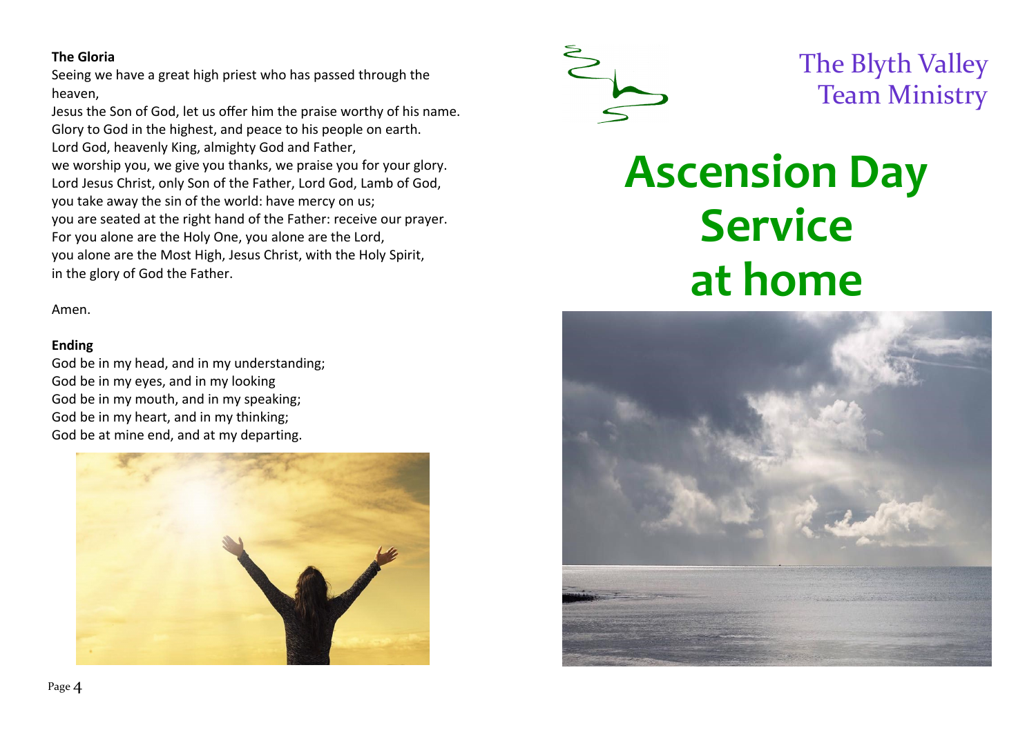**The Gloria**

Seeing we have a great high priest who has passed through the heaven,
Jesus the Son of God, let us offer him the praise worthy of his name.
Glory to God in the highest, and peace to his people on earth.
Lord God, heavenly King, almighty God and Father,
we worship you, we give you thanks, we praise you for your glory.
Lord Jesus Christ, only Son of the Father, Lord God, Lamb of God,
you take away the sin of the world: have mercy on us;
you are seated at the right hand of the Father: receive our prayer.
For you alone are the Holy One, you alone are the Lord,
you alone are the Most High, Jesus Christ, with the Holy Spirit,
in the glory of God the Father.

Amen.

**Ending**

God be in my head, and in my understanding;
God be in my eyes, and in my looking
God be in my mouth, and in my speaking;
God be in my heart, and in my thinking;
God be at mine end, and at my departing.

The Blyth Valley
Team Ministry

# Ascension Day Service at home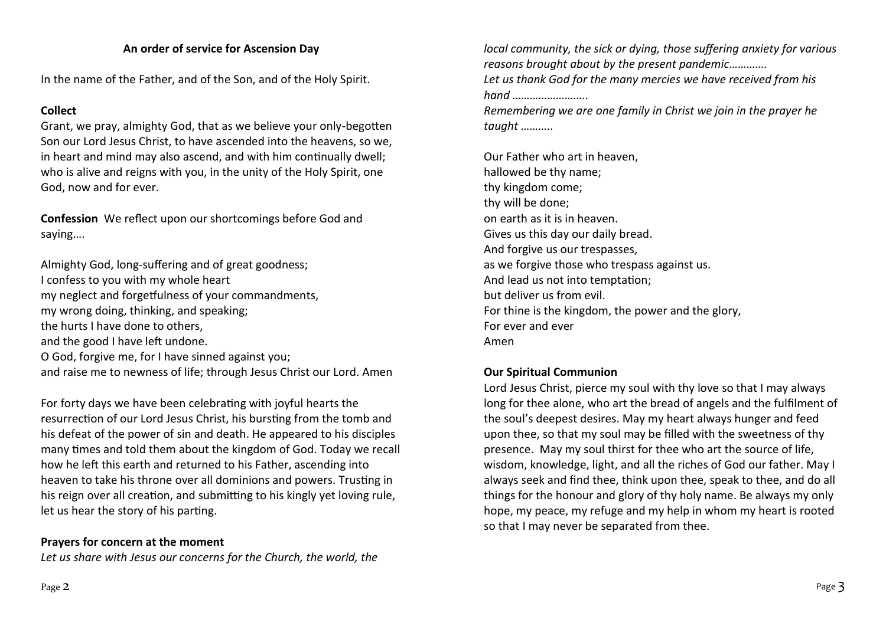## An order of service for Ascension Day

In the name of the Father, and of the Son, and of the Holy Spirit.

**Collect**

Grant, we pray, almighty God, that as we believe your only-begotten Son our Lord Jesus Christ, to have ascended into the heavens, so we, in heart and mind may also ascend, and with him continually dwell; who is alive and reigns with you, in the unity of the Holy Spirit, one God, now and for ever.

**Confession** We reflect upon our shortcomings before God and saying….

Almighty God, long-suffering and of great goodness;
I confess to you with my whole heart
my neglect and forgetfulness of your commandments,
my wrong doing, thinking, and speaking;
the hurts I have done to others,
and the good I have left undone.
O God, forgive me, for I have sinned against you;
and raise me to newness of life; through Jesus Christ our Lord. Amen

For forty days we have been celebrating with joyful hearts the resurrection of our Lord Jesus Christ, his bursting from the tomb and his defeat of the power of sin and death. He appeared to his disciples many times and told them about the kingdom of God. Today we recall how he left this earth and returned to his Father, ascending into heaven to take his throne over all dominions and powers. Trusting in his reign over all creation, and submitting to his kingly yet loving rule, let us hear the story of his parting.

**Prayers for concern at the moment**

*Let us share with Jesus our concerns for the Church, the world, the local community, the sick or dying, those suffering anxiety for various reasons brought about by the present pandemic…………*
*Let us thank God for the many mercies we have received from his hand ……………………..*
*Remembering we are one family in Christ we join in the prayer he taught ………..*

Our Father who art in heaven,
hallowed be thy name;
thy kingdom come;
thy will be done;
on earth as it is in heaven.
Gives us this day our daily bread.
And forgive us our trespasses,
as we forgive those who trespass against us.
And lead us not into temptation;
but deliver us from evil.
For thine is the kingdom, the power and the glory,
For ever and ever
Amen

**Our Spiritual Communion**

Lord Jesus Christ, pierce my soul with thy love so that I may always long for thee alone, who art the bread of angels and the fulfilment of the soul's deepest desires. May my heart always hunger and feed upon thee, so that my soul may be filled with the sweetness of thy presence. May my soul thirst for thee who art the source of life, wisdom, knowledge, light, and all the riches of God our father. May I always seek and find thee, think upon thee, speak to thee, and do all things for the honour and glory of thy holy name. Be always my only hope, my peace, my refuge and my help in whom my heart is rooted so that I may never be separated from thee.